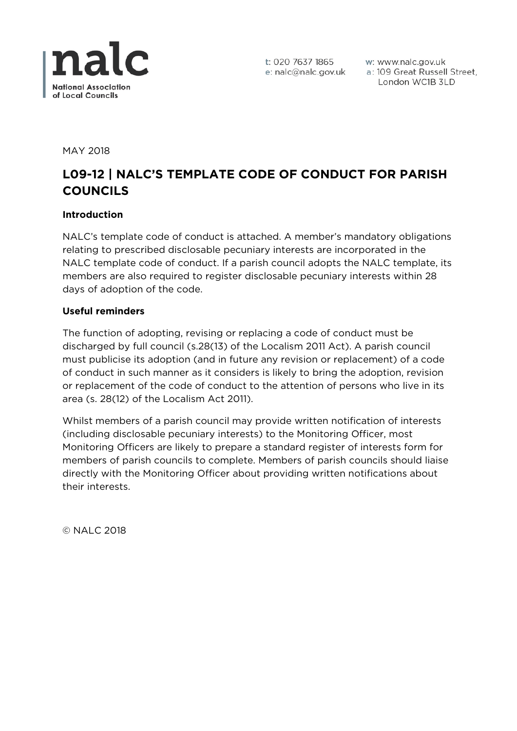**nalc**
National Association of Local Councils

t: 020 7637 1865
e: nalc@nalc.gov.uk
w: www.nalc.gov.uk
a: 109 Great Russell Street, London WC1B 3LD

MAY 2018

# L09-12 | NALC'S TEMPLATE CODE OF CONDUCT FOR PARISH COUNCILS

**Introduction**

NALC's template code of conduct is attached. A member's mandatory obligations relating to prescribed disclosable pecuniary interests are incorporated in the NALC template code of conduct. If a parish council adopts the NALC template, its members are also required to register disclosable pecuniary interests within 28 days of adoption of the code.

**Useful reminders**

The function of adopting, revising or replacing a code of conduct must be discharged by full council (s.28(13) of the Localism 2011 Act). A parish council must publicise its adoption (and in future any revision or replacement) of a code of conduct in such manner as it considers is likely to bring the adoption, revision or replacement of the code of conduct to the attention of persons who live in its area (s. 28(12) of the Localism Act 2011).

Whilst members of a parish council may provide written notification of interests (including disclosable pecuniary interests) to the Monitoring Officer, most Monitoring Officers are likely to prepare a standard register of interests form for members of parish councils to complete. Members of parish councils should liaise directly with the Monitoring Officer about providing written notifications about their interests.

© NALC 2018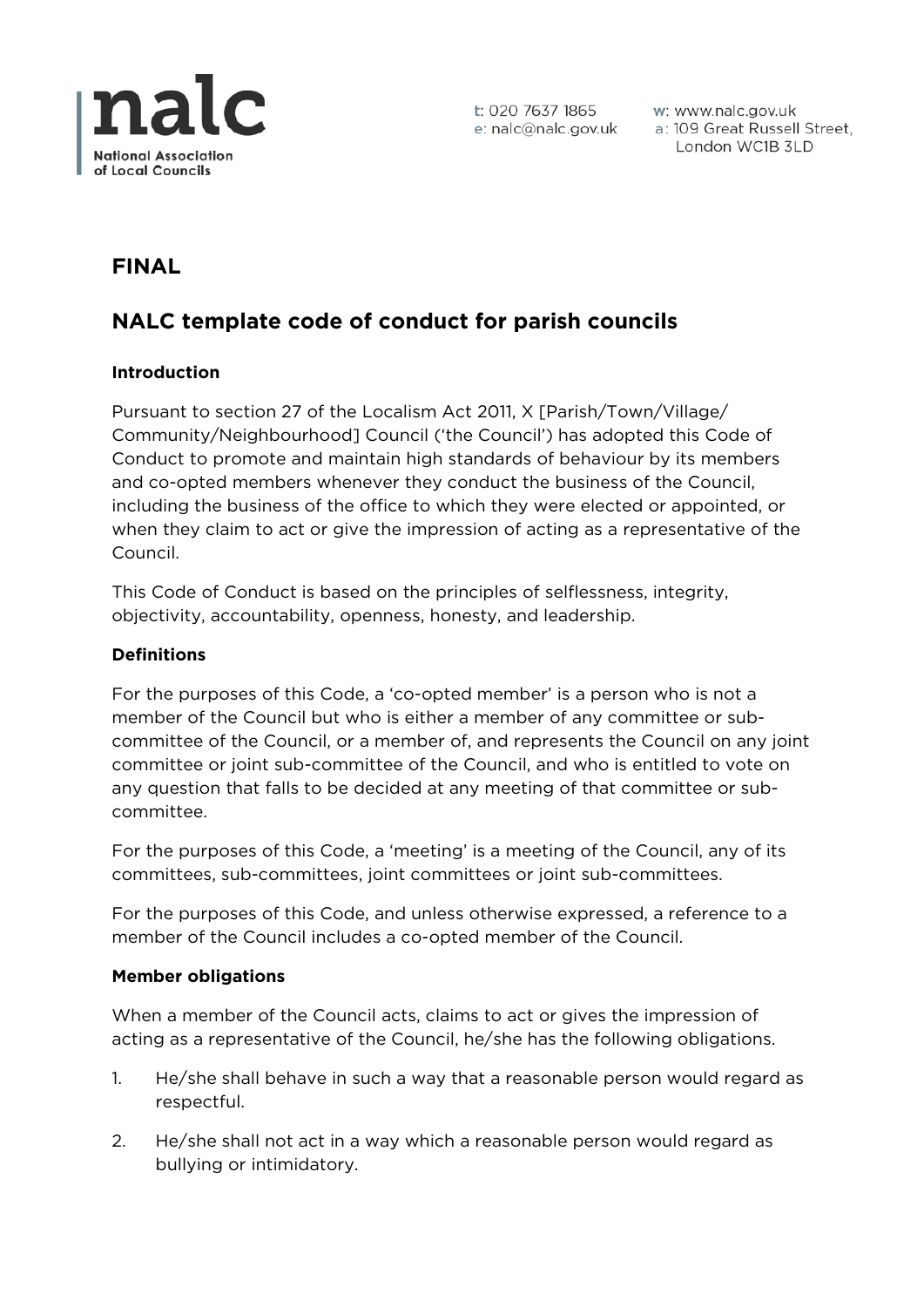**FINAL**

## NALC template code of conduct for parish councils

### Introduction

Pursuant to section 27 of the Localism Act 2011, X [Parish/Town/Village/Community/Neighbourhood] Council ('the Council') has adopted this Code of Conduct to promote and maintain high standards of behaviour by its members and co-opted members whenever they conduct the business of the Council, including the business of the office to which they were elected or appointed, or when they claim to act or give the impression of acting as a representative of the Council.

This Code of Conduct is based on the principles of selflessness, integrity, objectivity, accountability, openness, honesty, and leadership.

### Definitions

For the purposes of this Code, a 'co-opted member' is a person who is not a member of the Council but who is either a member of any committee or sub-committee of the Council, or a member of, and represents the Council on any joint committee or joint sub-committee of the Council, and who is entitled to vote on any question that falls to be decided at any meeting of that committee or sub-committee.

For the purposes of this Code, a 'meeting' is a meeting of the Council, any of its committees, sub-committees, joint committees or joint sub-committees.

For the purposes of this Code, and unless otherwise expressed, a reference to a member of the Council includes a co-opted member of the Council.

### Member obligations

When a member of the Council acts, claims to act or gives the impression of acting as a representative of the Council, he/she has the following obligations.

1. He/she shall behave in such a way that a reasonable person would regard as respectful.
2. He/she shall not act in a way which a reasonable person would regard as bullying or intimidatory.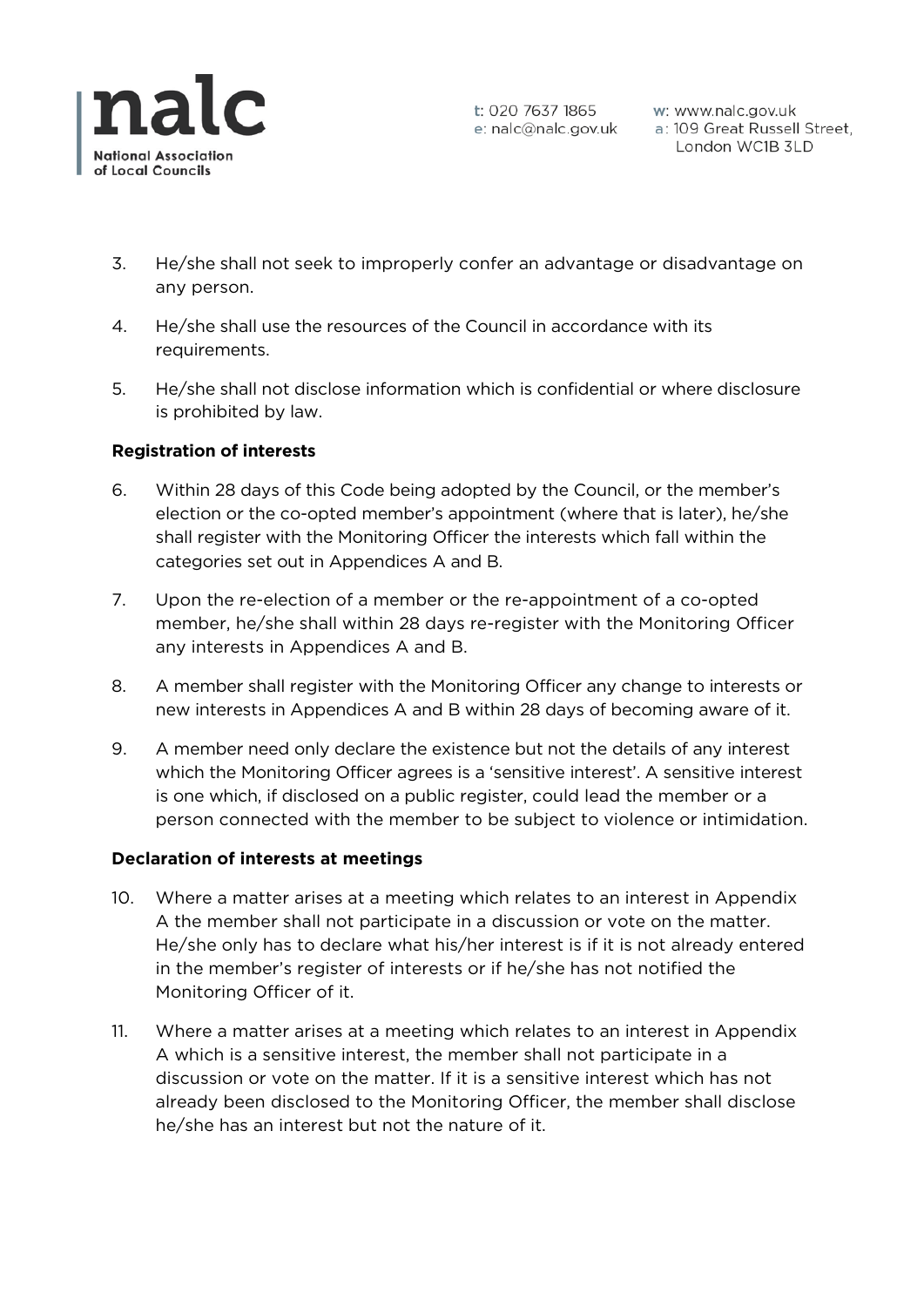3. He/she shall not seek to improperly confer an advantage or disadvantage on any person.

4. He/she shall use the resources of the Council in accordance with its requirements.

5. He/she shall not disclose information which is confidential or where disclosure is prohibited by law.

**Registration of interests**

6. Within 28 days of this Code being adopted by the Council, or the member's election or the co-opted member's appointment (where that is later), he/she shall register with the Monitoring Officer the interests which fall within the categories set out in Appendices A and B.

7. Upon the re-election of a member or the re-appointment of a co-opted member, he/she shall within 28 days re-register with the Monitoring Officer any interests in Appendices A and B.

8. A member shall register with the Monitoring Officer any change to interests or new interests in Appendices A and B within 28 days of becoming aware of it.

9. A member need only declare the existence but not the details of any interest which the Monitoring Officer agrees is a 'sensitive interest'. A sensitive interest is one which, if disclosed on a public register, could lead the member or a person connected with the member to be subject to violence or intimidation.

**Declaration of interests at meetings**

10. Where a matter arises at a meeting which relates to an interest in Appendix A the member shall not participate in a discussion or vote on the matter. He/she only has to declare what his/her interest is if it is not already entered in the member's register of interests or if he/she has not notified the Monitoring Officer of it.

11. Where a matter arises at a meeting which relates to an interest in Appendix A which is a sensitive interest, the member shall not participate in a discussion or vote on the matter. If it is a sensitive interest which has not already been disclosed to the Monitoring Officer, the member shall disclose he/she has an interest but not the nature of it.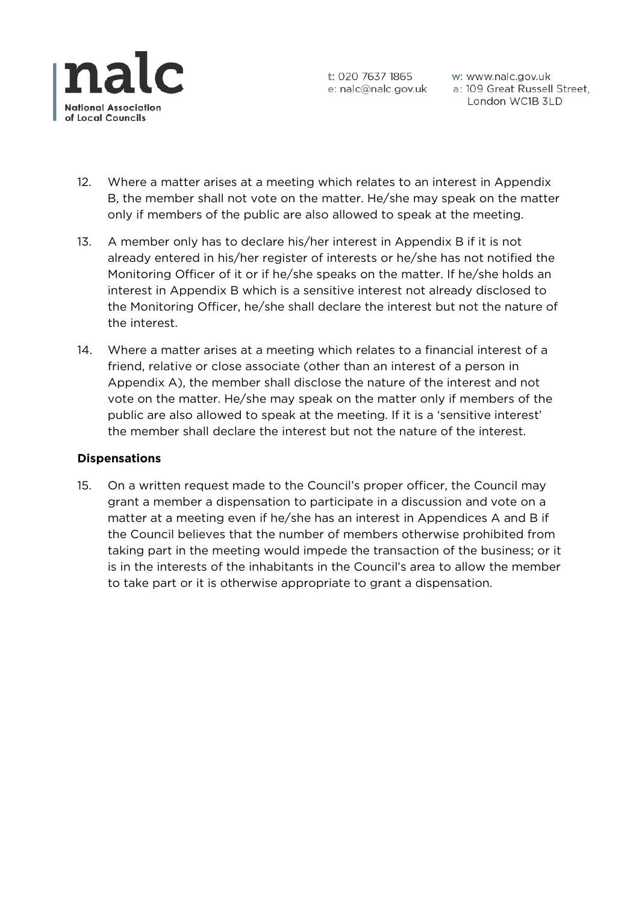12. Where a matter arises at a meeting which relates to an interest in Appendix B, the member shall not vote on the matter. He/she may speak on the matter only if members of the public are also allowed to speak at the meeting.

13. A member only has to declare his/her interest in Appendix B if it is not already entered in his/her register of interests or he/she has not notified the Monitoring Officer of it or if he/she speaks on the matter. If he/she holds an interest in Appendix B which is a sensitive interest not already disclosed to the Monitoring Officer, he/she shall declare the interest but not the nature of the interest.

14. Where a matter arises at a meeting which relates to a financial interest of a friend, relative or close associate (other than an interest of a person in Appendix A), the member shall disclose the nature of the interest and not vote on the matter. He/she may speak on the matter only if members of the public are also allowed to speak at the meeting. If it is a 'sensitive interest' the member shall declare the interest but not the nature of the interest.

**Dispensations**

15. On a written request made to the Council's proper officer, the Council may grant a member a dispensation to participate in a discussion and vote on a matter at a meeting even if he/she has an interest in Appendices A and B if the Council believes that the number of members otherwise prohibited from taking part in the meeting would impede the transaction of the business; or it is in the interests of the inhabitants in the Council's area to allow the member to take part or it is otherwise appropriate to grant a dispensation.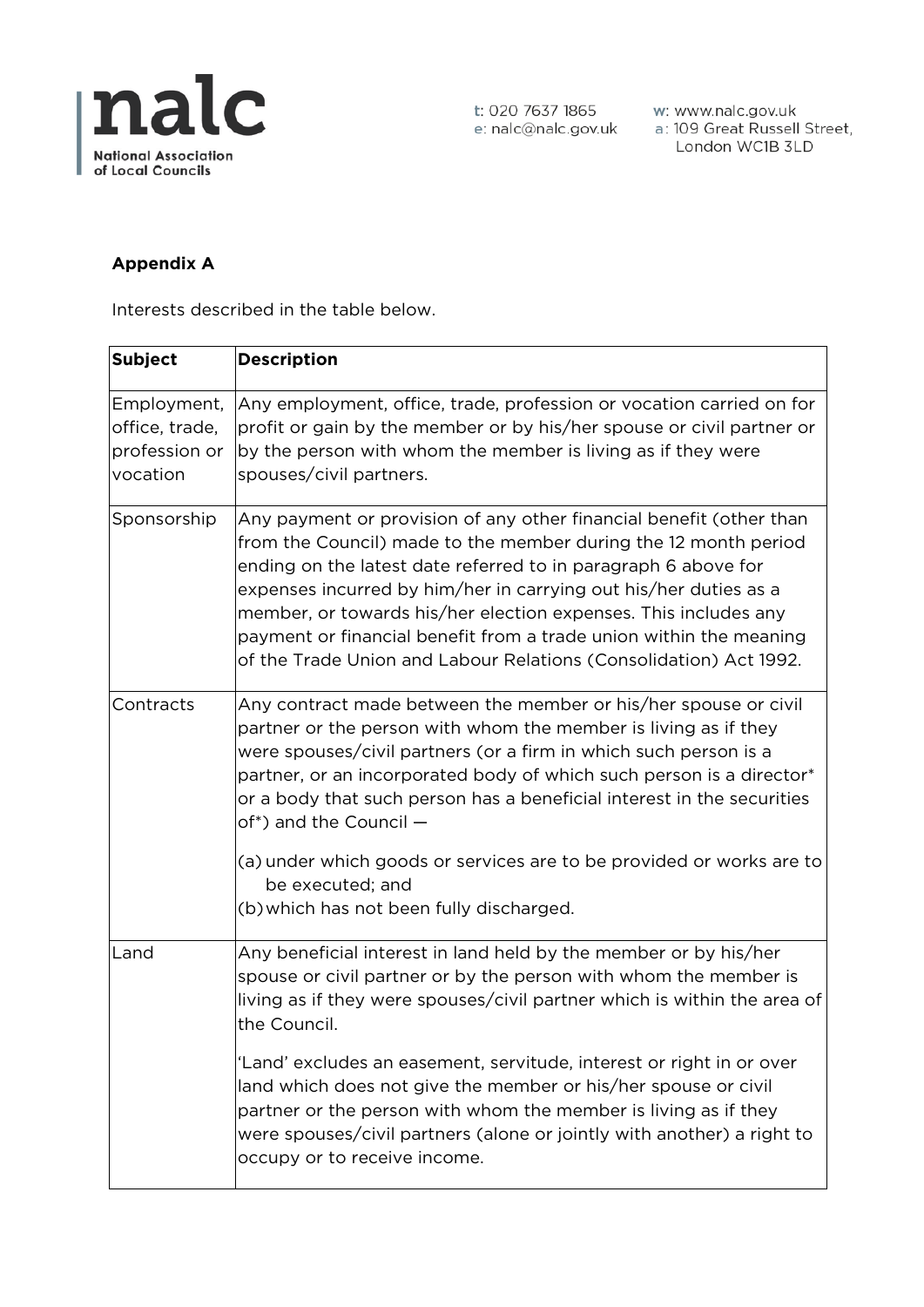**Appendix A**

Interests described in the table below.

| Subject | Description |
|---|---|
| Employment, office, trade, profession or vocation | Any employment, office, trade, profession or vocation carried on for profit or gain by the member or by his/her spouse or civil partner or by the person with whom the member is living as if they were spouses/civil partners. |
| Sponsorship | Any payment or provision of any other financial benefit (other than from the Council) made to the member during the 12 month period ending on the latest date referred to in paragraph 6 above for expenses incurred by him/her in carrying out his/her duties as a member, or towards his/her election expenses. This includes any payment or financial benefit from a trade union within the meaning of the Trade Union and Labour Relations (Consolidation) Act 1992. |
| Contracts | Any contract made between the member or his/her spouse or civil partner or the person with whom the member is living as if they were spouses/civil partners (or a firm in which such person is a partner, or an incorporated body of which such person is a director* or a body that such person has a beneficial interest in the securities of*) and the Council — <br><br> (a) under which goods or services are to be provided or works are to be executed; and <br> (b) which has not been fully discharged. |
| Land | Any beneficial interest in land held by the member or by his/her spouse or civil partner or by the person with whom the member is living as if they were spouses/civil partner which is within the area of the Council. <br><br> 'Land' excludes an easement, servitude, interest or right in or over land which does not give the member or his/her spouse or civil partner or the person with whom the member is living as if they were spouses/civil partners (alone or jointly with another) a right to occupy or to receive income. |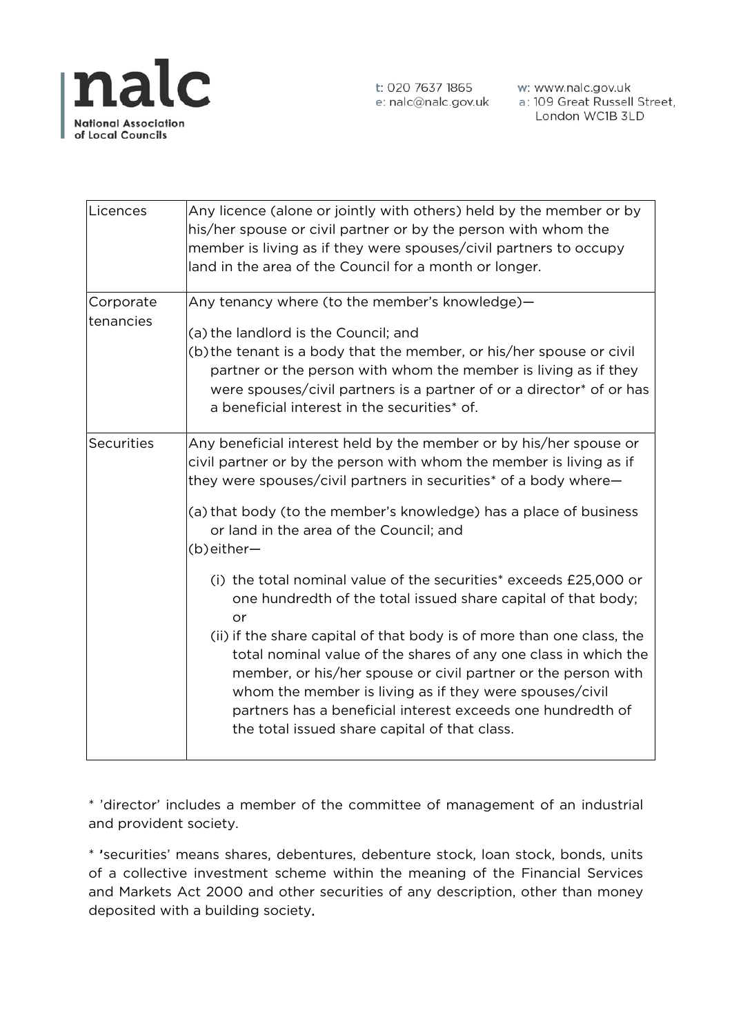| Licences | Any licence (alone or jointly with others) held by the member or by his/her spouse or civil partner or by the person with whom the member is living as if they were spouses/civil partners to occupy land in the area of the Council for a month or longer. |
|---|---|
| Corporate tenancies | Any tenancy where (to the member's knowledge)—<br><br>(a) the landlord is the Council; and<br>(b) the tenant is a body that the member, or his/her spouse or civil partner or the person with whom the member is living as if they were spouses/civil partners is a partner of or a director* of or has a beneficial interest in the securities* of. |
| Securities | Any beneficial interest held by the member or by his/her spouse or civil partner or by the person with whom the member is living as if they were spouses/civil partners in securities* of a body where—<br><br>(a) that body (to the member's knowledge) has a place of business or land in the area of the Council; and<br>(b) either—<br><br>(i) the total nominal value of the securities* exceeds £25,000 or one hundredth of the total issued share capital of that body; or<br>(ii) if the share capital of that body is of more than one class, the total nominal value of the shares of any one class in which the member, or his/her spouse or civil partner or the person with whom the member is living as if they were spouses/civil partners has a beneficial interest exceeds one hundredth of the total issued share capital of that class. |

* 'director' includes a member of the committee of management of an industrial and provident society.

* 'securities' means shares, debentures, debenture stock, loan stock, bonds, units of a collective investment scheme within the meaning of the Financial Services and Markets Act 2000 and other securities of any description, other than money deposited with a building society.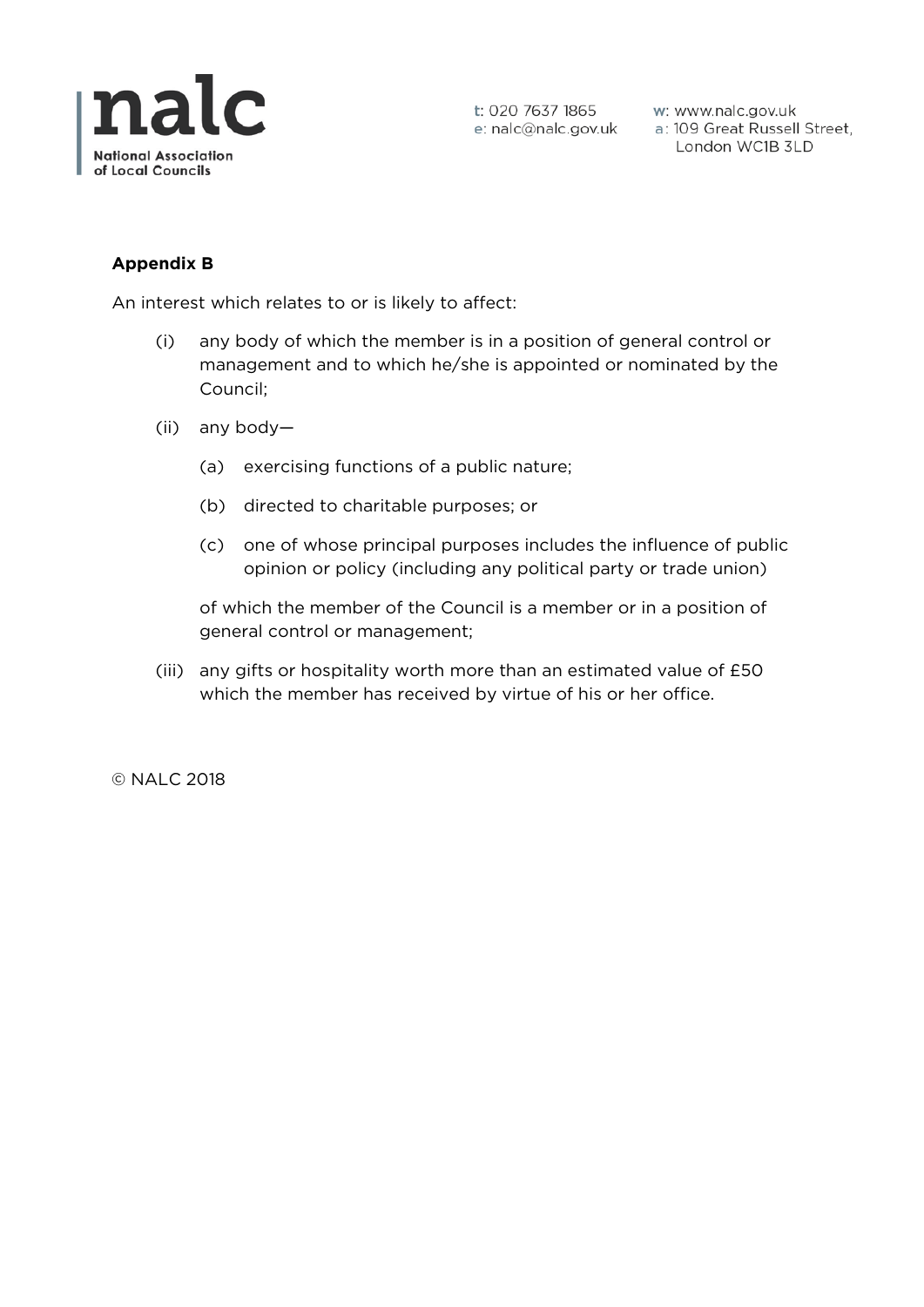**Appendix B**

An interest which relates to or is likely to affect:

(i) any body of which the member is in a position of general control or management and to which he/she is appointed or nominated by the Council;

(ii) any body—

  (a) exercising functions of a public nature;

  (b) directed to charitable purposes; or

  (c) one of whose principal purposes includes the influence of public opinion or policy (including any political party or trade union)

  of which the member of the Council is a member or in a position of general control or management;

(iii) any gifts or hospitality worth more than an estimated value of £50 which the member has received by virtue of his or her office.

© NALC 2018